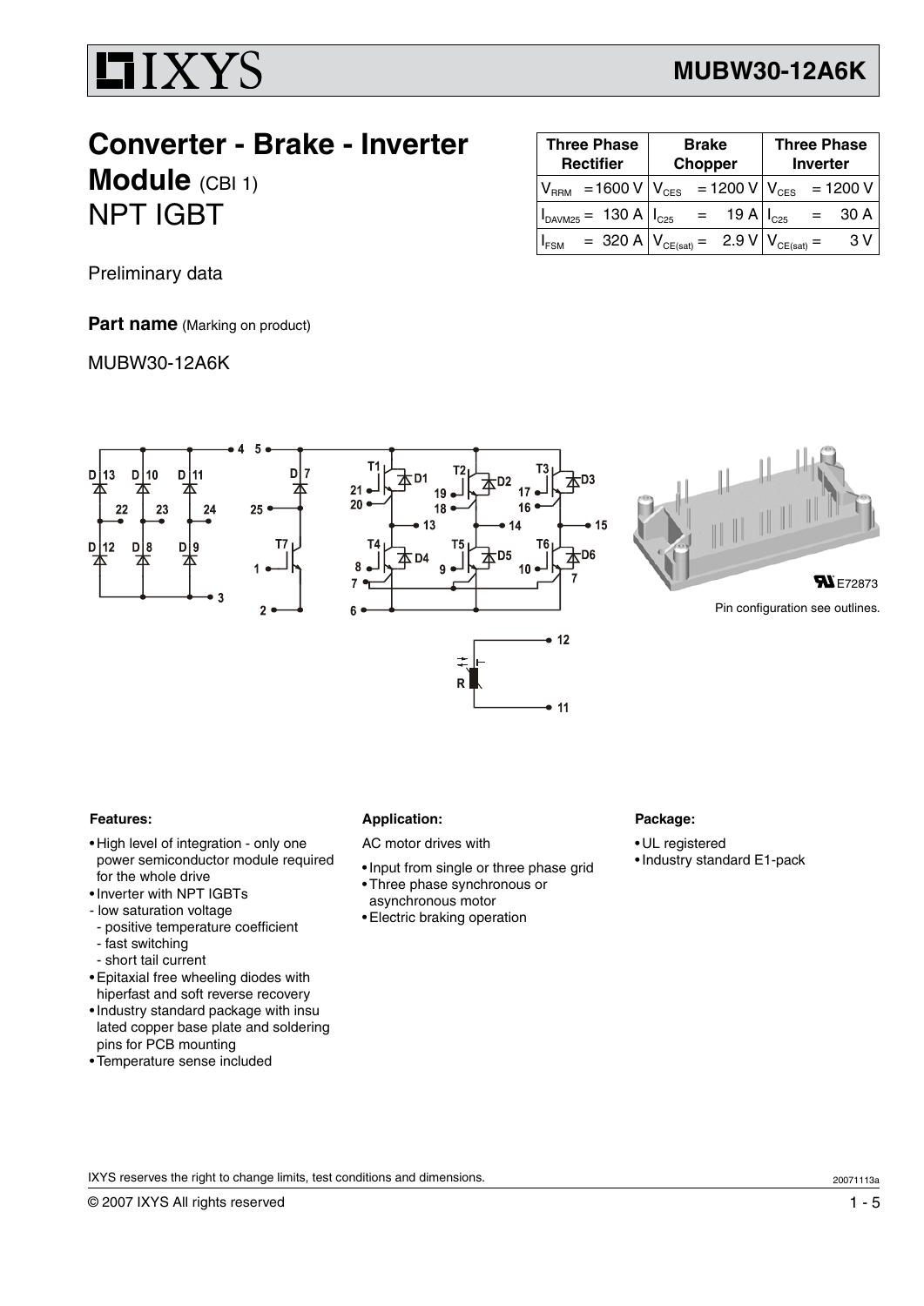# Converter - Brake - Inverter Module (CBI 1)

## NPT IGBT

Preliminary data

**Part name** (Marking on product)

MUBW30-12A6K

| Three Phase Rectifier | Brake Chopper | Three Phase Inverter |
|---|---|---|
| $V_{RRM}$ = 1600 V | $V_{CES}$ = 1200 V | $V_{CES}$ = 1200 V |
| $I_{DAVM25}$ = 130 A | $I_{C25}$ = 19 A | $I_{C25}$ = 30 A |
| $I_{FSM}$ = 320 A | $V_{CE(sat)}$ = 2.9 V | $V_{CE(sat)}$ = 3 V |

E72873

Pin configuration see outlines.

**Features:**

- High level of integration - only one power semiconductor module required for the whole drive
- Inverter with NPT IGBTs
- low saturation voltage
  - positive temperature coefficient
  - fast switching
  - short tail current
- Epitaxial free wheeling diodes with hiperfast and soft reverse recovery
- Industry standard package with insu lated copper base plate and soldering pins for PCB mounting
- Temperature sense included

**Application:**

AC motor drives with

- Input from single or three phase grid
- Three phase synchronous or asynchronous motor
- Electric braking operation

**Package:**

- UL registered
- Industry standard E1-pack

IXYS reserves the right to change limits, test conditions and dimensions.

20071113a

© 2007 IXYS All rights reserved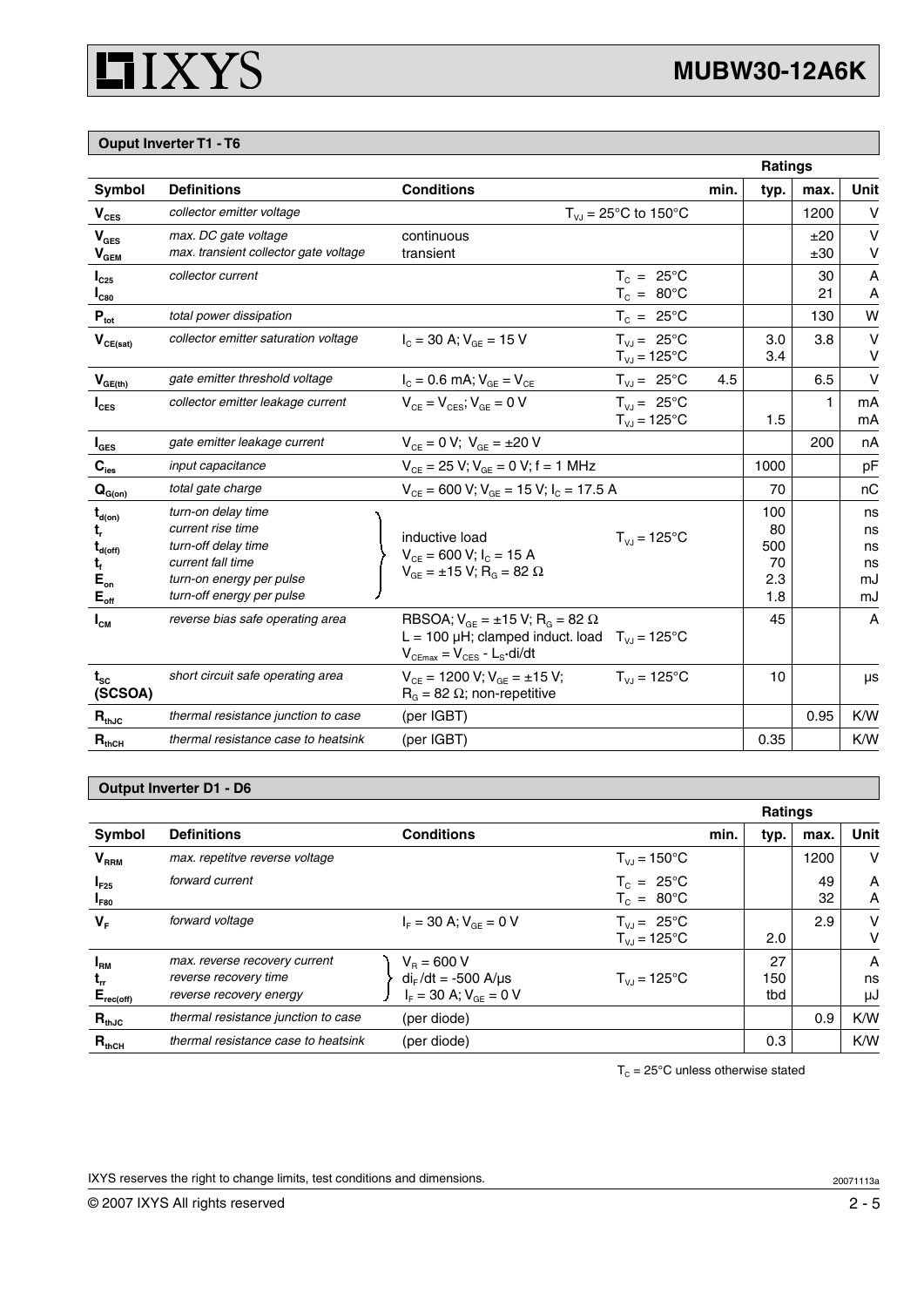## Ouput Inverter T1 - T6

| Symbol | Definitions | Conditions | | Ratings min. | typ. | max. | Unit |
|---|---|---|---|---|---|---|---|
| $V_{CES}$ | *collector emitter voltage* | | $T_{VJ}$ = 25°C to 150°C | | | 1200 | V |
| $V_{GES}$<br>$V_{GEM}$ | *max. DC gate voltage*<br>*max. transient collector gate voltage* | continuous<br>transient | | | | ±20<br>±30 | V<br>V |
| $I_{C25}$<br>$I_{C80}$ | *collector current* | | $T_C$ = 25°C<br>$T_C$ = 80°C | | | 30<br>21 | A<br>A |
| $P_{tot}$ | *total power dissipation* | | $T_C$ = 25°C | | | 130 | W |
| $V_{CE(sat)}$ | *collector emitter saturation voltage* | $I_C$ = 30 A; $V_{GE}$ = 15 V | $T_{VJ}$ = 25°C<br>$T_{VJ}$ = 125°C | | 3.0<br>3.4 | 3.8 | V<br>V |
| $V_{GE(th)}$ | *gate emitter threshold voltage* | $I_C$ = 0.6 mA; $V_{GE}$ = $V_{CE}$ | $T_{VJ}$ = 25°C | 4.5 | | 6.5 | V |
| $I_{CES}$ | *collector emitter leakage current* | $V_{CE}$ = $V_{CES}$; $V_{GE}$ = 0 V | $T_{VJ}$ = 25°C<br>$T_{VJ}$ = 125°C | | <br>1.5 | 1 | mA<br>mA |
| $I_{GES}$ | *gate emitter leakage current* | $V_{CE}$ = 0 V; $V_{GE}$ = ±20 V | | | | 200 | nA |
| $C_{ies}$ | *input capacitance* | $V_{CE}$ = 25 V; $V_{GE}$ = 0 V; f = 1 MHz | | | 1000 | | pF |
| $Q_{G(on)}$ | *total gate charge* | $V_{CE}$ = 600 V; $V_{GE}$ = 15 V; $I_C$ = 17.5 A | | | 70 | | nC |
| $t_{d(on)}$<br>$t_r$<br>$t_{d(off)}$<br>$t_f$<br>$E_{on}$<br>$E_{off}$ | *turn-on delay time*<br>*current rise time*<br>*turn-off delay time*<br>*current fall time*<br>*turn-on energy per pulse*<br>*turn-off energy per pulse* | inductive load<br>$V_{CE}$ = 600 V; $I_C$ = 15 A<br>$V_{GE}$ = ±15 V; $R_G$ = 82 Ω | $T_{VJ}$ = 125°C | | 100<br>80<br>500<br>70<br>2.3<br>1.8 | | ns<br>ns<br>ns<br>ns<br>mJ<br>mJ |
| $I_{CM}$ | *reverse bias safe operating area* | RBSOA; $V_{GE}$ = ±15 V; $R_G$ = 82 Ω<br>L = 100 µH; clamped induct. load<br>$V_{CEmax}$ = $V_{CES}$ - $L_S$·di/dt | $T_{VJ}$ = 125°C | | 45 | | A |
| $t_{SC}$<br>**(SCSOA)** | *short circuit safe operating area* | $V_{CE}$ = 1200 V; $V_{GE}$ = ±15 V;<br>$R_G$ = 82 Ω; non-repetitive | $T_{VJ}$ = 125°C | | 10 | | µs |
| $R_{thJC}$ | *thermal resistance junction to case* | (per IGBT) | | | | 0.95 | K/W |
| $R_{thCH}$ | *thermal resistance case to heatsink* | (per IGBT) | | | 0.35 | | K/W |

## Output Inverter D1 - D6

| Symbol | Definitions | Conditions | | Ratings min. | typ. | max. | Unit |
|---|---|---|---|---|---|---|---|
| $V_{RRM}$ | *max. repetitve reverse voltage* | | $T_{VJ}$ = 150°C | | | 1200 | V |
| $I_{F25}$<br>$I_{F80}$ | *forward current* | | $T_C$ = 25°C<br>$T_C$ = 80°C | | | 49<br>32 | A<br>A |
| $V_F$ | *forward voltage* | $I_F$ = 30 A; $V_{GE}$ = 0 V | $T_{VJ}$ = 25°C<br>$T_{VJ}$ = 125°C | | <br>2.0 | 2.9 | V<br>V |
| $I_{RM}$<br>$t_{rr}$<br>$E_{rec(off)}$ | *max. reverse recovery current*<br>*reverse recovery time*<br>*reverse recovery energy* | $V_R$ = 600 V<br>$di_F/dt$ = -500 A/µs<br>$I_F$ = 30 A; $V_{GE}$ = 0 V | $T_{VJ}$ = 125°C | | 27<br>150<br>tbd | | A<br>ns<br>µJ |
| $R_{thJC}$ | *thermal resistance junction to case* | (per diode) | | | | 0.9 | K/W |
| $R_{thCH}$ | *thermal resistance case to heatsink* | (per diode) | | | 0.3 | | K/W |

$T_C$ = 25°C unless otherwise stated

IXYS reserves the right to change limits, test conditions and dimensions.

20071113a

© 2007 IXYS All rights reserved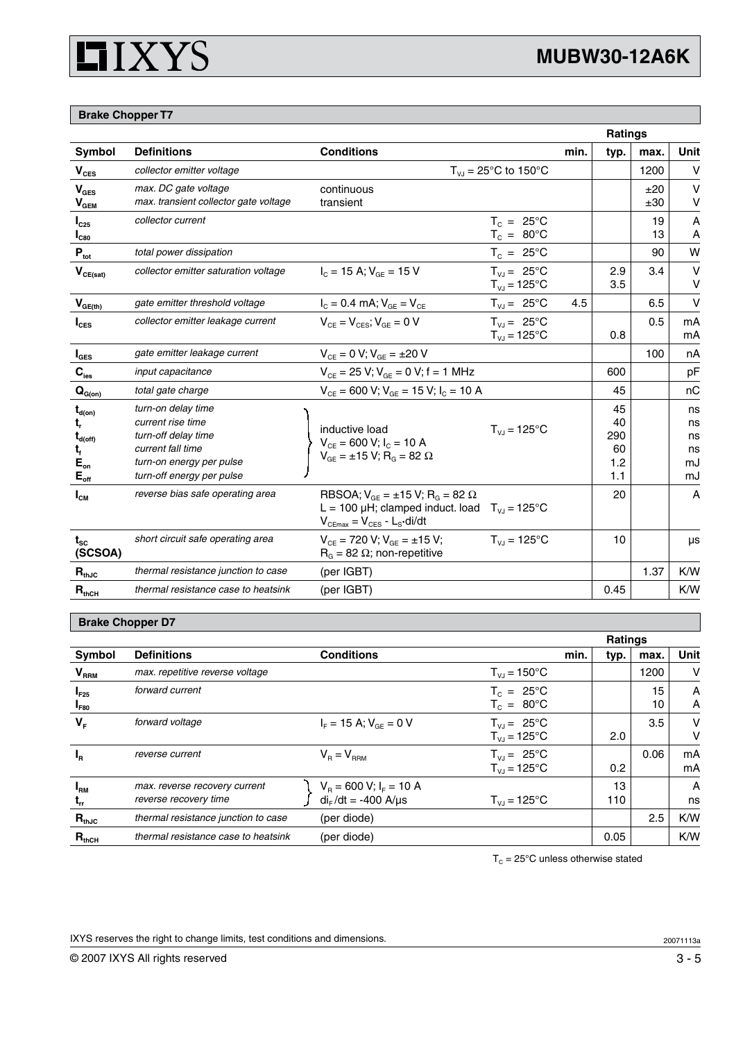## Brake Chopper T7

| Symbol | Definitions | Conditions | | Ratings min. | typ. | max. | Unit |
|---|---|---|---|---|---|---|---|
| $V_{CES}$ | *collector emitter voltage* | | $T_{VJ}$ = 25°C to 150°C | | | 1200 | V |
| $V_{GES}$<br>$V_{GEM}$ | *max. DC gate voltage*<br>*max. transient collector gate voltage* | continuous<br>transient | | | | ±20<br>±30 | V<br>V |
| $I_{C25}$<br>$I_{C80}$ | *collector current* | | $T_C$ = 25°C<br>$T_C$ = 80°C | | | 19<br>13 | A<br>A |
| $P_{tot}$ | *total power dissipation* | | $T_C$ = 25°C | | | 90 | W |
| $V_{CE(sat)}$ | *collector emitter saturation voltage* | $I_C$ = 15 A; $V_{GE}$ = 15 V | $T_{VJ}$ = 25°C<br>$T_{VJ}$ = 125°C | | 2.9<br>3.5 | 3.4 | V<br>V |
| $V_{GE(th)}$ | *gate emitter threshold voltage* | $I_C$ = 0.4 mA; $V_{GE}$ = $V_{CE}$ | $T_{VJ}$ = 25°C | 4.5 | | 6.5 | V |
| $I_{CES}$ | *collector emitter leakage current* | $V_{CE}$ = $V_{CES}$; $V_{GE}$ = 0 V | $T_{VJ}$ = 25°C<br>$T_{VJ}$ = 125°C | | <br>0.8 | 0.5 | mA<br>mA |
| $I_{GES}$ | *gate emitter leakage current* | $V_{CE}$ = 0 V; $V_{GE}$ = ±20 V | | | | 100 | nA |
| $C_{ies}$ | *input capacitance* | $V_{CE}$ = 25 V; $V_{GE}$ = 0 V; f = 1 MHz | | | 600 | | pF |
| $Q_{G(on)}$ | *total gate charge* | $V_{CE}$ = 600 V; $V_{GE}$ = 15 V; $I_C$ = 10 A | | | 45 | | nC |
| $t_{d(on)}$<br>$t_r$<br>$t_{d(off)}$<br>$t_f$<br>$E_{on}$<br>$E_{off}$ | *turn-on delay time*<br>*current rise time*<br>*turn-off delay time*<br>*current fall time*<br>*turn-on energy per pulse*<br>*turn-off energy per pulse* | inductive load<br>$V_{CE}$ = 600 V; $I_C$ = 10 A<br>$V_{GE}$ = ±15 V; $R_G$ = 82 Ω | $T_{VJ}$ = 125°C | | 45<br>40<br>290<br>60<br>1.2<br>1.1 | | ns<br>ns<br>ns<br>ns<br>mJ<br>mJ |
| $I_{CM}$ | *reverse bias safe operating area* | RBSOA; $V_{GE}$ = ±15 V; $R_G$ = 82 Ω<br>L = 100 µH; clamped induct. load<br>$V_{CEmax}$ = $V_{CES}$ - $L_S \cdot di/dt$ | $T_{VJ}$ = 125°C | | 20 | | A |
| $t_{SC}$<br>**(SCSOA)** | *short circuit safe operating area* | $V_{CE}$ = 720 V; $V_{GE}$ = ±15 V;<br>$R_G$ = 82 Ω; non-repetitive | $T_{VJ}$ = 125°C | | 10 | | µs |
| $R_{thJC}$ | *thermal resistance junction to case* | (per IGBT) | | | | 1.37 | K/W |
| $R_{thCH}$ | *thermal resistance case to heatsink* | (per IGBT) | | | 0.45 | | K/W |

## Brake Chopper D7

| Symbol | Definitions | Conditions | | Ratings min. | typ. | max. | Unit |
|---|---|---|---|---|---|---|---|
| $V_{RRM}$ | *max. repetitive reverse voltage* | | $T_{VJ}$ = 150°C | | | 1200 | V |
| $I_{F25}$<br>$I_{F80}$ | *forward current* | | $T_C$ = 25°C<br>$T_C$ = 80°C | | | 15<br>10 | A<br>A |
| $V_F$ | *forward voltage* | $I_F$ = 15 A; $V_{GE}$ = 0 V | $T_{VJ}$ = 25°C<br>$T_{VJ}$ = 125°C | | <br>2.0 | 3.5 | V<br>V |
| $I_R$ | *reverse current* | $V_R$ = $V_{RRM}$ | $T_{VJ}$ = 25°C<br>$T_{VJ}$ = 125°C | | <br>0.2 | 0.06 | mA<br>mA |
| $I_{RM}$<br>$t_{rr}$ | *max. reverse recovery current*<br>*reverse recovery time* | $V_R$ = 600 V; $I_F$ = 10 A<br>$di_F/dt$ = -400 A/µs | $T_{VJ}$ = 125°C | | 13<br>110 | | A<br>ns |
| $R_{thJC}$ | *thermal resistance junction to case* | (per diode) | | | | 2.5 | K/W |
| $R_{thCH}$ | *thermal resistance case to heatsink* | (per diode) | | | 0.05 | | K/W |

$T_C$ = 25°C unless otherwise stated

IXYS reserves the right to change limits, test conditions and dimensions.

20071113a

© 2007 IXYS All rights reserved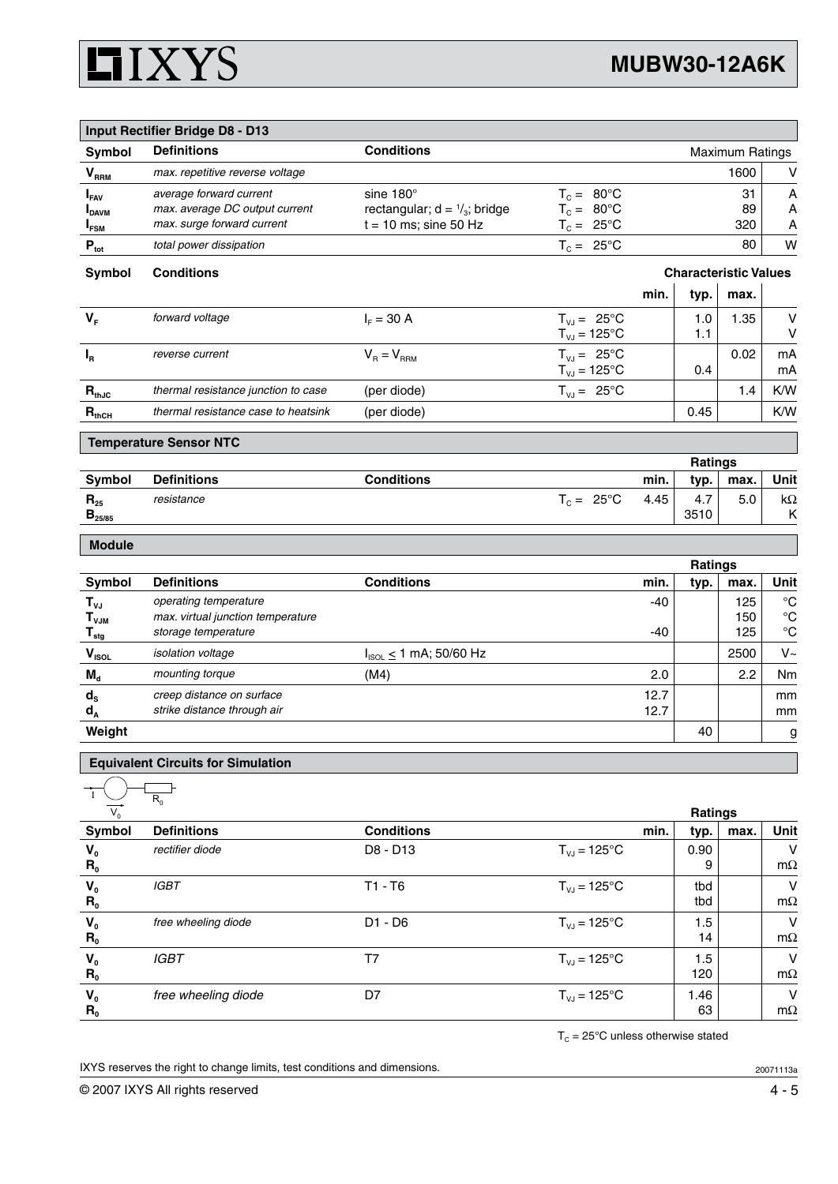## Input Rectifier Bridge D8 - D13

| Symbol | Definitions | Conditions | | Maximum Ratings | |
|---|---|---|---|---|---|
| $V_{RRM}$ | *max. repetitive reverse voltage* | | | 1600 | V |
| $I_{FAV}$ | *average forward current* | sine 180° | $T_C$ = 80°C | 31 | A |
| $I_{DAVM}$ | *max. average DC output current* | rectangular; d = $^1/_3$; bridge | $T_C$ = 80°C | 89 | A |
| $I_{FSM}$ | *max. surge forward current* | t = 10 ms; sine 50 Hz | $T_C$ = 25°C | 320 | A |
| $P_{tot}$ | *total power dissipation* | | $T_C$ = 25°C | 80 | W |

| Symbol | Conditions | | | Characteristic Values min. | typ. | max. | |
|---|---|---|---|---|---|---|---|
| $V_F$ | *forward voltage* | $I_F$ = 30 A | $T_{VJ}$ = 25°C | | 1.0 | 1.35 | V |
| | | | $T_{VJ}$ = 125°C | | 1.1 | | V |
| $I_R$ | *reverse current* | $V_R = V_{RRM}$ | $T_{VJ}$ = 25°C | | | 0.02 | mA |
| | | | $T_{VJ}$ = 125°C | | 0.4 | | mA |
| $R_{thJC}$ | *thermal resistance junction to case* | (per diode) | $T_{VJ}$ = 25°C | | | 1.4 | K/W |
| $R_{thCH}$ | *thermal resistance case to heatsink* | (per diode) | | | 0.45 | | K/W |

## Temperature Sensor NTC

| Symbol | Definitions | Conditions | | Ratings min. | typ. | max. | Unit |
|---|---|---|---|---|---|---|---|
| $R_{25}$ | *resistance* | | $T_C$ = 25°C | 4.45 | 4.7 | 5.0 | kΩ |
| $B_{25/85}$ | | | | | 3510 | | K |

## Module

| Symbol | Definitions | Conditions | Ratings min. | typ. | max. | Unit |
|---|---|---|---|---|---|---|
| $T_{VJ}$ | *operating temperature* | | -40 | | 125 | °C |
| $T_{VJM}$ | *max. virtual junction temperature* | | | | 150 | °C |
| $T_{stg}$ | *storage temperature* | | -40 | | 125 | °C |
| $V_{ISOL}$ | *isolation voltage* | $I_{ISOL}$ ≤ 1 mA; 50/60 Hz | | | 2500 | V~ |
| $M_d$ | *mounting torque* | (M4) | 2.0 | | 2.2 | Nm |
| $d_S$ | *creep distance on surface* | | 12.7 | | | mm |
| $d_A$ | *strike distance through air* | | 12.7 | | | mm |
| **Weight** | | | | 40 | | g |

## Equivalent Circuits for Simulation

| Symbol | Definitions | Conditions | | Ratings min. | typ. | max. | Unit |
|---|---|---|---|---|---|---|---|
| $V_0$ | *rectifier diode* | D8 - D13 | $T_{VJ}$ = 125°C | | 0.90 | | V |
| $R_0$ | | | | | 9 | | mΩ |
| $V_0$ | *IGBT* | T1 - T6 | $T_{VJ}$ = 125°C | | tbd | | V |
| $R_0$ | | | | | tbd | | mΩ |
| $V_0$ | *free wheeling diode* | D1 - D6 | $T_{VJ}$ = 125°C | | 1.5 | | V |
| $R_0$ | | | | | 14 | | mΩ |
| $V_0$ | *IGBT* | T7 | $T_{VJ}$ = 125°C | | 1.5 | | V |
| $R_0$ | | | | | 120 | | mΩ |
| $V_0$ | *free wheeling diode* | D7 | $T_{VJ}$ = 125°C | | 1.46 | | V |
| $R_0$ | | | | | 63 | | mΩ |

$T_C$ = 25°C unless otherwise stated

IXYS reserves the right to change limits, test conditions and dimensions.

20071113a

© 2007 IXYS All rights reserved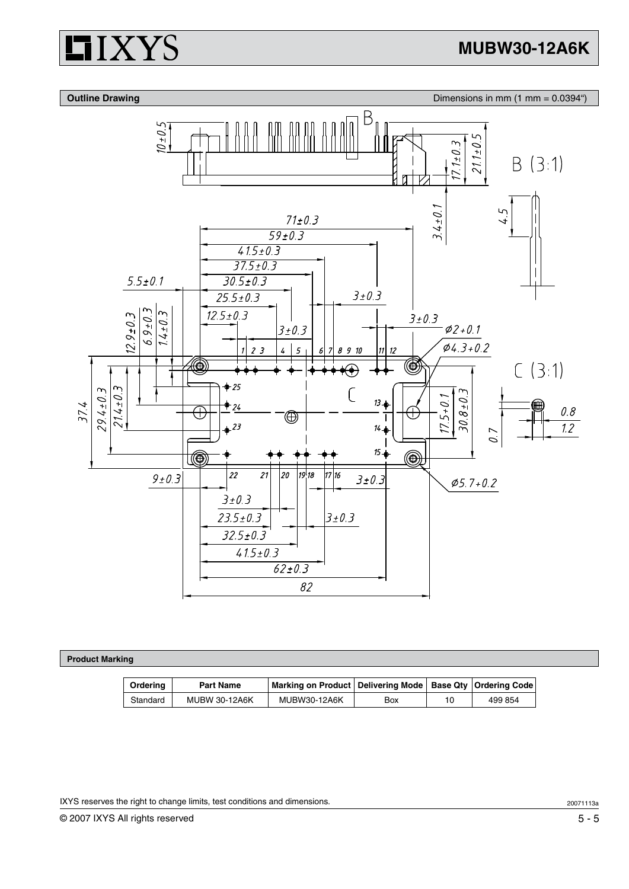## Outline Drawing

Dimensions in mm (1 mm = 0.0394")

10±0.5
B
17.1±0.3
21.1±0.5
B (3:1)
4.5
3.4±0.1
71±0.3
59±0.3
41.5±0.3
37.5±0.3
30.5±0.3
5.5±0.1
25.5±0.3
3±0.3
12.5±0.3
3±0.3
3±0.3
Ø2+0.1
Ø4.3+0.2
12.9±0.3
6.9±0.3
1.4±0.3
1 2 3 4 5 6 7 8 9 10 11 12
C (3:1)
25
24
23
13
14
15
C
37.4
29.4±0.3
21.4±0.3
17.5+0.1
30.8±0.3
0.8
1.2
0.7
22 21 20 19 18 17 16
9±0.3
3±0.3
Ø5.7+0.2
3±0.3
23.5±0.3
3±0.3
32.5±0.3
41.5±0.3
62±0.3
82

## Product Marking

| Ordering | Part Name | Marking on Product | Delivering Mode | Base Qty | Ordering Code |
|---|---|---|---|---|---|
| Standard | MUBW 30-12A6K | MUBW30-12A6K | Box | 10 | 499 854 |

IXYS reserves the right to change limits, test conditions and dimensions.

20071113a

© 2007 IXYS All rights reserved